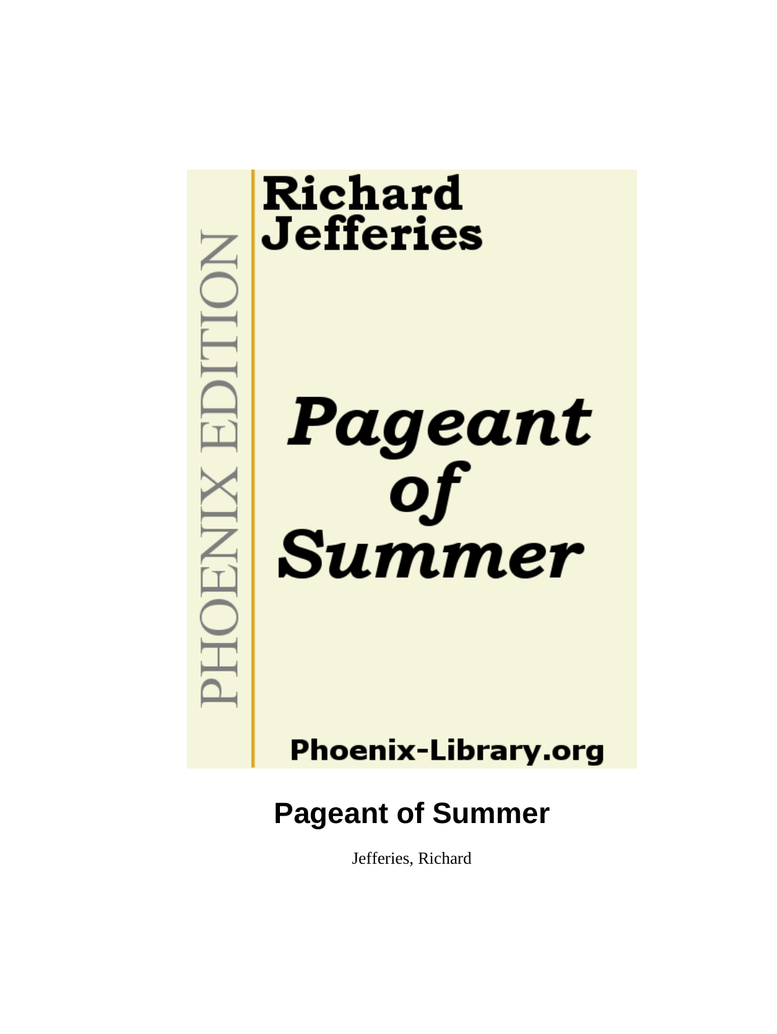Richard Jefferies

*Pageant of Summer*

PHOENIX EDITION

Phoenix-Library.org

# Pageant of Summer

Jefferies, Richard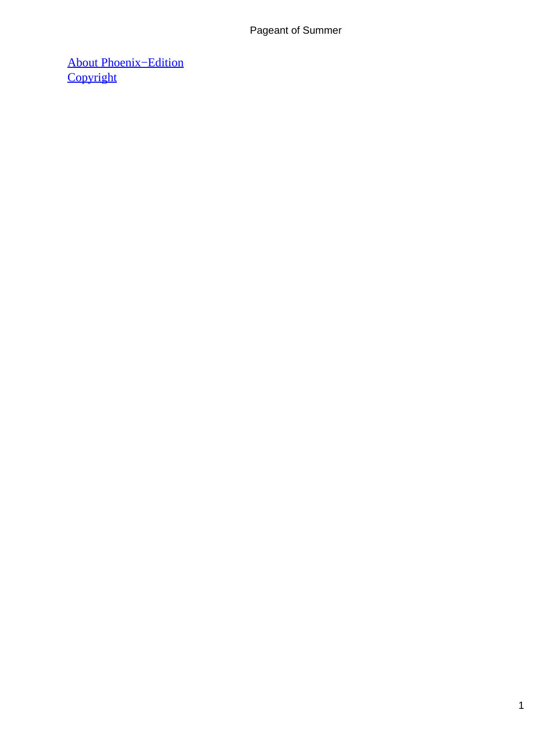[About Phoenix−Edition]
[Copyright]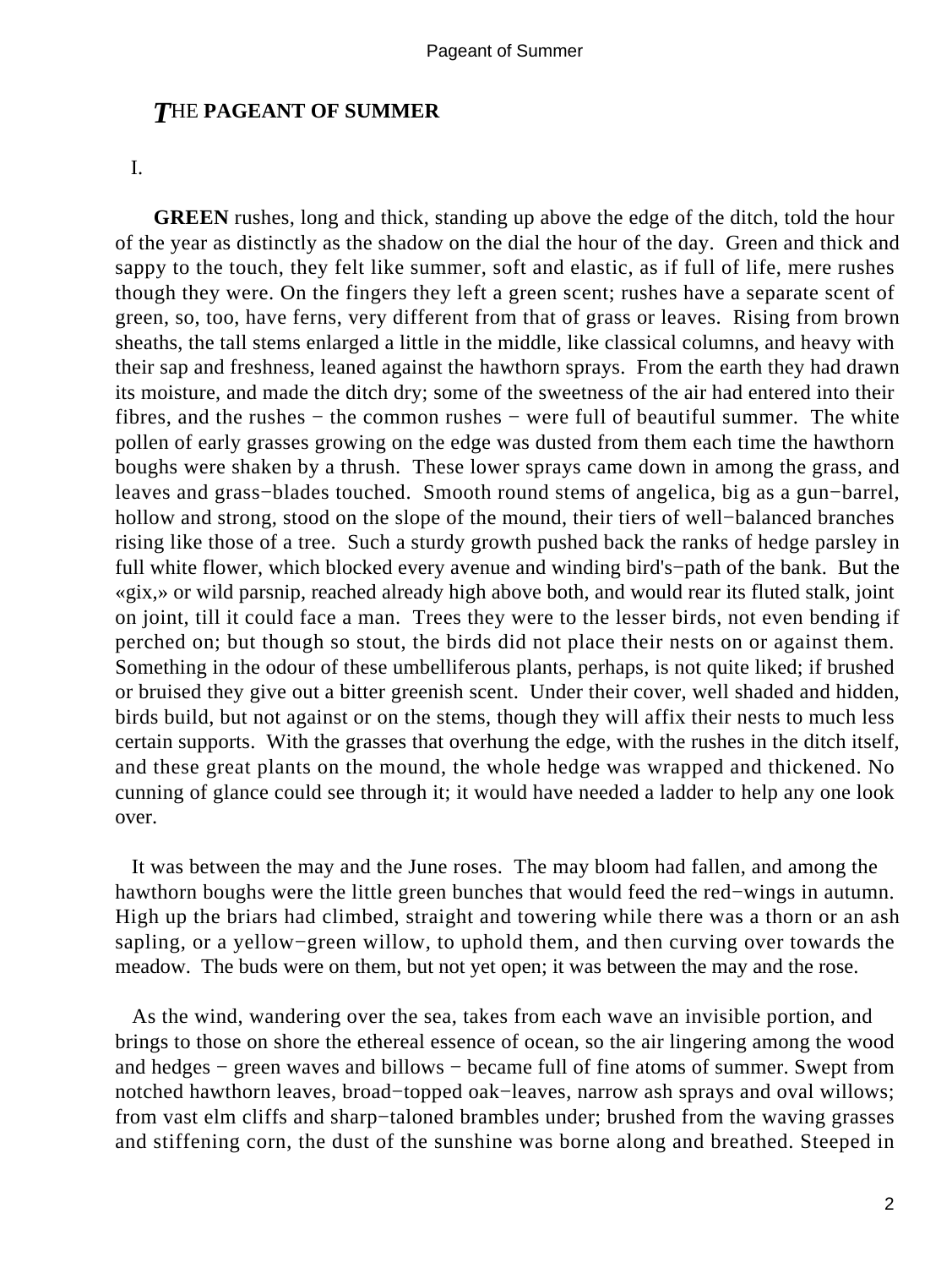# THE PAGEANT OF SUMMER

I.

**GREEN** rushes, long and thick, standing up above the edge of the ditch, told the hour of the year as distinctly as the shadow on the dial the hour of the day. Green and thick and sappy to the touch, they felt like summer, soft and elastic, as if full of life, mere rushes though they were. On the fingers they left a green scent; rushes have a separate scent of green, so, too, have ferns, very different from that of grass or leaves. Rising from brown sheaths, the tall stems enlarged a little in the middle, like classical columns, and heavy with their sap and freshness, leaned against the hawthorn sprays. From the earth they had drawn its moisture, and made the ditch dry; some of the sweetness of the air had entered into their fibres, and the rushes − the common rushes − were full of beautiful summer. The white pollen of early grasses growing on the edge was dusted from them each time the hawthorn boughs were shaken by a thrush. These lower sprays came down in among the grass, and leaves and grass−blades touched. Smooth round stems of angelica, big as a gun−barrel, hollow and strong, stood on the slope of the mound, their tiers of well−balanced branches rising like those of a tree. Such a sturdy growth pushed back the ranks of hedge parsley in full white flower, which blocked every avenue and winding bird's−path of the bank. But the «gix,» or wild parsnip, reached already high above both, and would rear its fluted stalk, joint on joint, till it could face a man. Trees they were to the lesser birds, not even bending if perched on; but though so stout, the birds did not place their nests on or against them. Something in the odour of these umbelliferous plants, perhaps, is not quite liked; if brushed or bruised they give out a bitter greenish scent. Under their cover, well shaded and hidden, birds build, but not against or on the stems, though they will affix their nests to much less certain supports. With the grasses that overhung the edge, with the rushes in the ditch itself, and these great plants on the mound, the whole hedge was wrapped and thickened. No cunning of glance could see through it; it would have needed a ladder to help any one look over.

It was between the may and the June roses. The may bloom had fallen, and among the hawthorn boughs were the little green bunches that would feed the red−wings in autumn. High up the briars had climbed, straight and towering while there was a thorn or an ash sapling, or a yellow−green willow, to uphold them, and then curving over towards the meadow. The buds were on them, but not yet open; it was between the may and the rose.

As the wind, wandering over the sea, takes from each wave an invisible portion, and brings to those on shore the ethereal essence of ocean, so the air lingering among the wood and hedges − green waves and billows − became full of fine atoms of summer. Swept from notched hawthorn leaves, broad−topped oak−leaves, narrow ash sprays and oval willows; from vast elm cliffs and sharp−taloned brambles under; brushed from the waving grasses and stiffening corn, the dust of the sunshine was borne along and breathed. Steeped in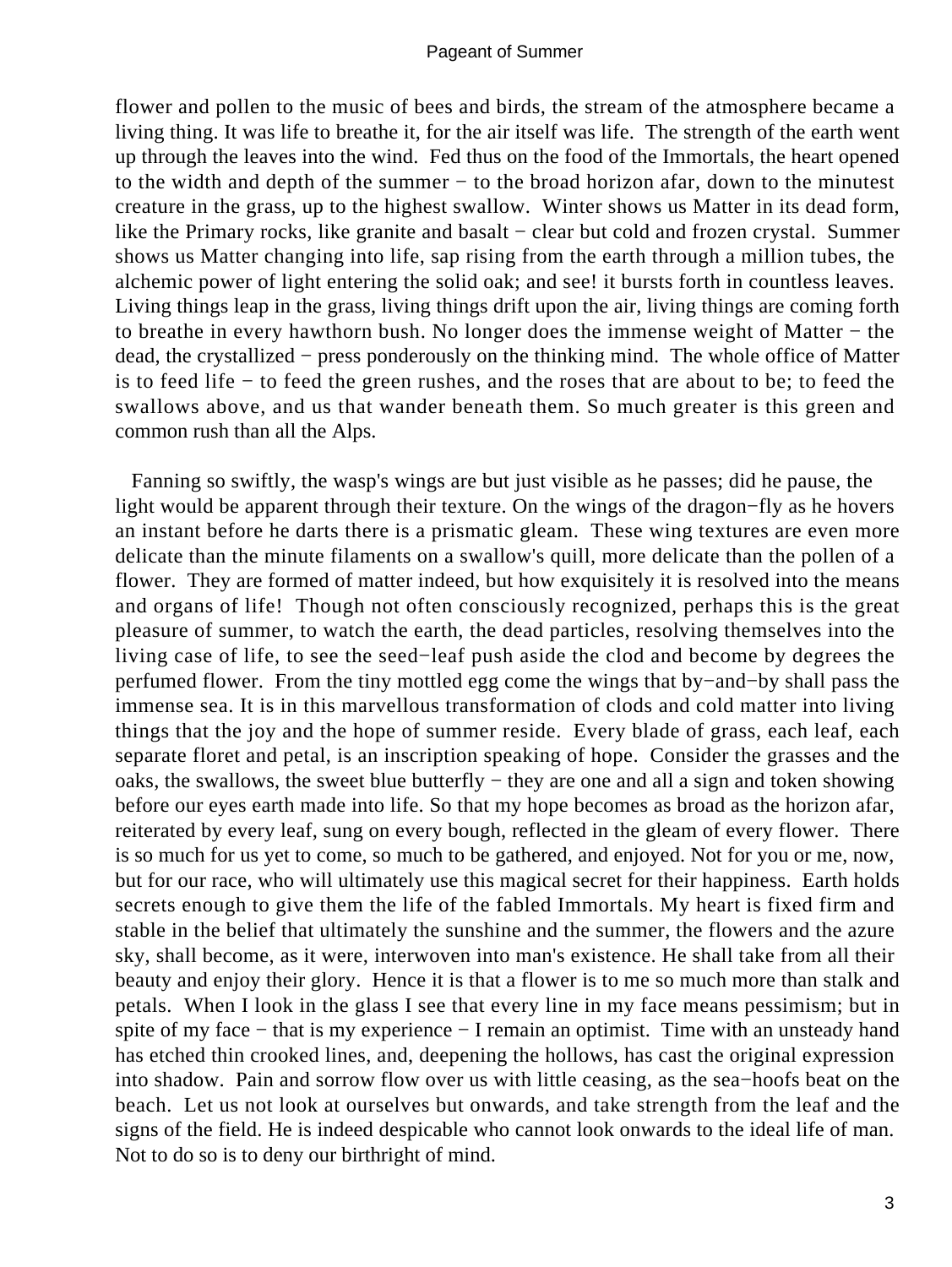flower and pollen to the music of bees and birds, the stream of the atmosphere became a living thing. It was life to breathe it, for the air itself was life. The strength of the earth went up through the leaves into the wind. Fed thus on the food of the Immortals, the heart opened to the width and depth of the summer − to the broad horizon afar, down to the minutest creature in the grass, up to the highest swallow. Winter shows us Matter in its dead form, like the Primary rocks, like granite and basalt − clear but cold and frozen crystal. Summer shows us Matter changing into life, sap rising from the earth through a million tubes, the alchemic power of light entering the solid oak; and see! it bursts forth in countless leaves. Living things leap in the grass, living things drift upon the air, living things are coming forth to breathe in every hawthorn bush. No longer does the immense weight of Matter − the dead, the crystallized − press ponderously on the thinking mind. The whole office of Matter is to feed life − to feed the green rushes, and the roses that are about to be; to feed the swallows above, and us that wander beneath them. So much greater is this green and common rush than all the Alps.

Fanning so swiftly, the wasp's wings are but just visible as he passes; did he pause, the light would be apparent through their texture. On the wings of the dragon−fly as he hovers an instant before he darts there is a prismatic gleam. These wing textures are even more delicate than the minute filaments on a swallow's quill, more delicate than the pollen of a flower. They are formed of matter indeed, but how exquisitely it is resolved into the means and organs of life! Though not often consciously recognized, perhaps this is the great pleasure of summer, to watch the earth, the dead particles, resolving themselves into the living case of life, to see the seed−leaf push aside the clod and become by degrees the perfumed flower. From the tiny mottled egg come the wings that by−and−by shall pass the immense sea. It is in this marvellous transformation of clods and cold matter into living things that the joy and the hope of summer reside. Every blade of grass, each leaf, each separate floret and petal, is an inscription speaking of hope. Consider the grasses and the oaks, the swallows, the sweet blue butterfly − they are one and all a sign and token showing before our eyes earth made into life. So that my hope becomes as broad as the horizon afar, reiterated by every leaf, sung on every bough, reflected in the gleam of every flower. There is so much for us yet to come, so much to be gathered, and enjoyed. Not for you or me, now, but for our race, who will ultimately use this magical secret for their happiness. Earth holds secrets enough to give them the life of the fabled Immortals. My heart is fixed firm and stable in the belief that ultimately the sunshine and the summer, the flowers and the azure sky, shall become, as it were, interwoven into man's existence. He shall take from all their beauty and enjoy their glory. Hence it is that a flower is to me so much more than stalk and petals. When I look in the glass I see that every line in my face means pessimism; but in spite of my face − that is my experience − I remain an optimist. Time with an unsteady hand has etched thin crooked lines, and, deepening the hollows, has cast the original expression into shadow. Pain and sorrow flow over us with little ceasing, as the sea−hoofs beat on the beach. Let us not look at ourselves but onwards, and take strength from the leaf and the signs of the field. He is indeed despicable who cannot look onwards to the ideal life of man. Not to do so is to deny our birthright of mind.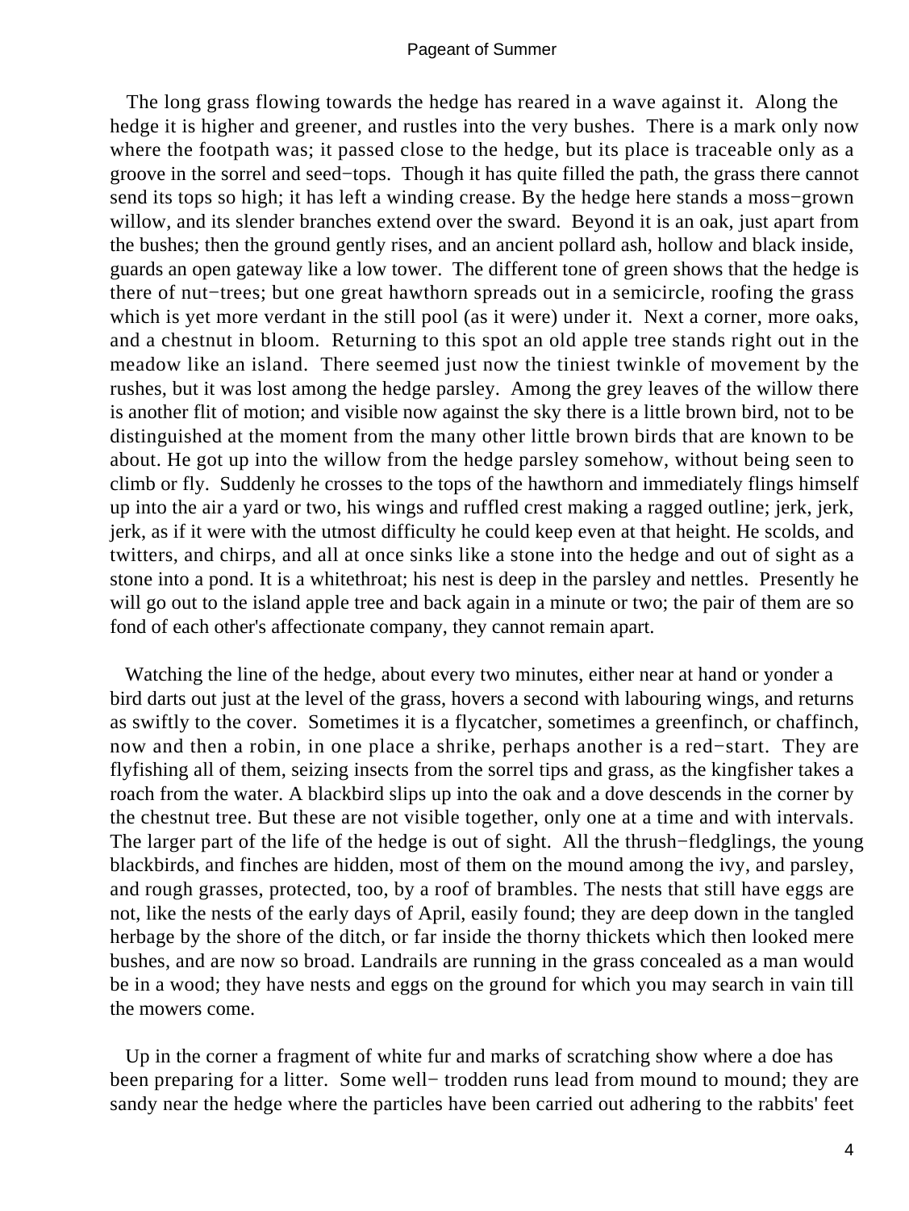The long grass flowing towards the hedge has reared in a wave against it. Along the hedge it is higher and greener, and rustles into the very bushes. There is a mark only now where the footpath was; it passed close to the hedge, but its place is traceable only as a groove in the sorrel and seed−tops. Though it has quite filled the path, the grass there cannot send its tops so high; it has left a winding crease. By the hedge here stands a moss−grown willow, and its slender branches extend over the sward. Beyond it is an oak, just apart from the bushes; then the ground gently rises, and an ancient pollard ash, hollow and black inside, guards an open gateway like a low tower. The different tone of green shows that the hedge is there of nut−trees; but one great hawthorn spreads out in a semicircle, roofing the grass which is yet more verdant in the still pool (as it were) under it. Next a corner, more oaks, and a chestnut in bloom. Returning to this spot an old apple tree stands right out in the meadow like an island. There seemed just now the tiniest twinkle of movement by the rushes, but it was lost among the hedge parsley. Among the grey leaves of the willow there is another flit of motion; and visible now against the sky there is a little brown bird, not to be distinguished at the moment from the many other little brown birds that are known to be about. He got up into the willow from the hedge parsley somehow, without being seen to climb or fly. Suddenly he crosses to the tops of the hawthorn and immediately flings himself up into the air a yard or two, his wings and ruffled crest making a ragged outline; jerk, jerk, jerk, as if it were with the utmost difficulty he could keep even at that height. He scolds, and twitters, and chirps, and all at once sinks like a stone into the hedge and out of sight as a stone into a pond. It is a whitethroat; his nest is deep in the parsley and nettles. Presently he will go out to the island apple tree and back again in a minute or two; the pair of them are so fond of each other's affectionate company, they cannot remain apart.

Watching the line of the hedge, about every two minutes, either near at hand or yonder a bird darts out just at the level of the grass, hovers a second with labouring wings, and returns as swiftly to the cover. Sometimes it is a flycatcher, sometimes a greenfinch, or chaffinch, now and then a robin, in one place a shrike, perhaps another is a red−start. They are flyfishing all of them, seizing insects from the sorrel tips and grass, as the kingfisher takes a roach from the water. A blackbird slips up into the oak and a dove descends in the corner by the chestnut tree. But these are not visible together, only one at a time and with intervals. The larger part of the life of the hedge is out of sight. All the thrush−fledglings, the young blackbirds, and finches are hidden, most of them on the mound among the ivy, and parsley, and rough grasses, protected, too, by a roof of brambles. The nests that still have eggs are not, like the nests of the early days of April, easily found; they are deep down in the tangled herbage by the shore of the ditch, or far inside the thorny thickets which then looked mere bushes, and are now so broad. Landrails are running in the grass concealed as a man would be in a wood; they have nests and eggs on the ground for which you may search in vain till the mowers come.

Up in the corner a fragment of white fur and marks of scratching show where a doe has been preparing for a litter. Some well− trodden runs lead from mound to mound; they are sandy near the hedge where the particles have been carried out adhering to the rabbits' feet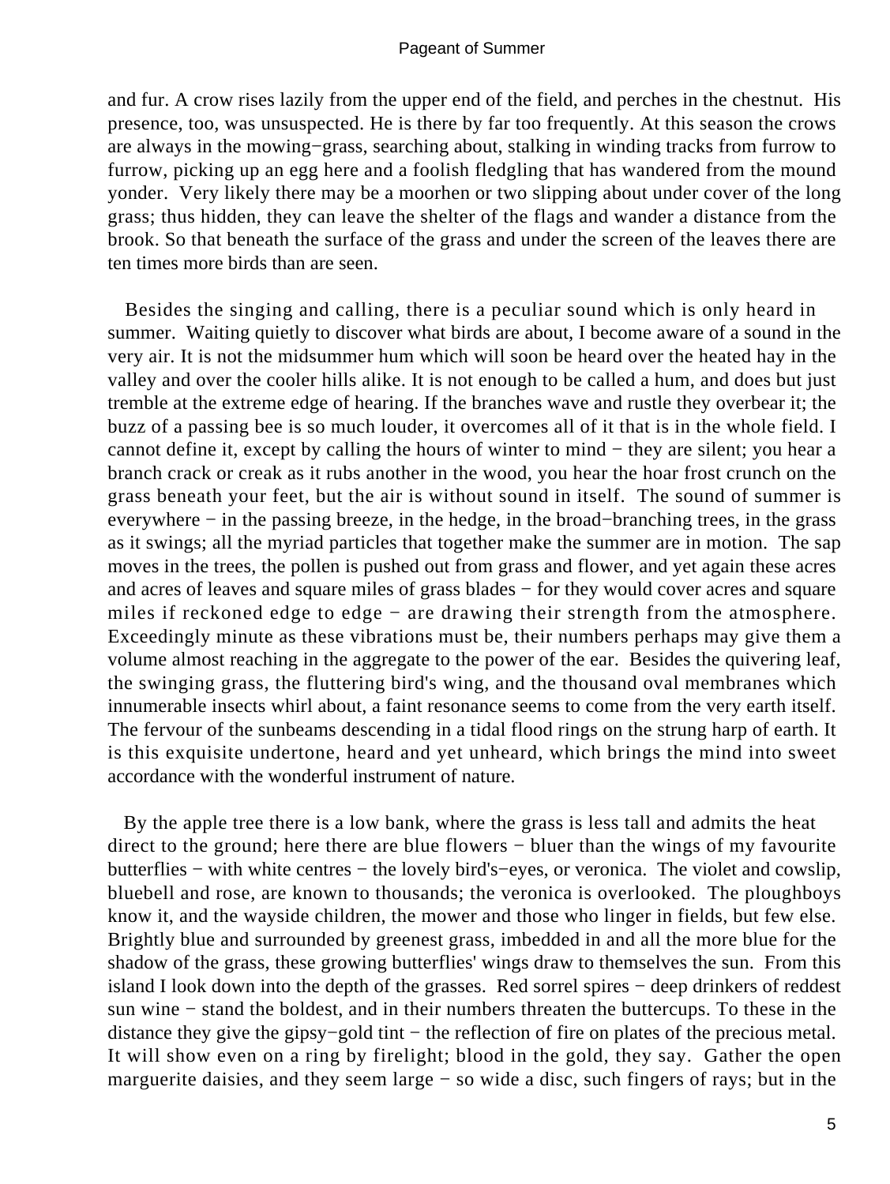and fur. A crow rises lazily from the upper end of the field, and perches in the chestnut. His presence, too, was unsuspected. He is there by far too frequently. At this season the crows are always in the mowing−grass, searching about, stalking in winding tracks from furrow to furrow, picking up an egg here and a foolish fledgling that has wandered from the mound yonder. Very likely there may be a moorhen or two slipping about under cover of the long grass; thus hidden, they can leave the shelter of the flags and wander a distance from the brook. So that beneath the surface of the grass and under the screen of the leaves there are ten times more birds than are seen.

Besides the singing and calling, there is a peculiar sound which is only heard in summer. Waiting quietly to discover what birds are about, I become aware of a sound in the very air. It is not the midsummer hum which will soon be heard over the heated hay in the valley and over the cooler hills alike. It is not enough to be called a hum, and does but just tremble at the extreme edge of hearing. If the branches wave and rustle they overbear it; the buzz of a passing bee is so much louder, it overcomes all of it that is in the whole field. I cannot define it, except by calling the hours of winter to mind − they are silent; you hear a branch crack or creak as it rubs another in the wood, you hear the hoar frost crunch on the grass beneath your feet, but the air is without sound in itself. The sound of summer is everywhere − in the passing breeze, in the hedge, in the broad−branching trees, in the grass as it swings; all the myriad particles that together make the summer are in motion. The sap moves in the trees, the pollen is pushed out from grass and flower, and yet again these acres and acres of leaves and square miles of grass blades − for they would cover acres and square miles if reckoned edge to edge − are drawing their strength from the atmosphere. Exceedingly minute as these vibrations must be, their numbers perhaps may give them a volume almost reaching in the aggregate to the power of the ear. Besides the quivering leaf, the swinging grass, the fluttering bird's wing, and the thousand oval membranes which innumerable insects whirl about, a faint resonance seems to come from the very earth itself. The fervour of the sunbeams descending in a tidal flood rings on the strung harp of earth. It is this exquisite undertone, heard and yet unheard, which brings the mind into sweet accordance with the wonderful instrument of nature.

By the apple tree there is a low bank, where the grass is less tall and admits the heat direct to the ground; here there are blue flowers − bluer than the wings of my favourite butterflies − with white centres − the lovely bird's−eyes, or veronica. The violet and cowslip, bluebell and rose, are known to thousands; the veronica is overlooked. The ploughboys know it, and the wayside children, the mower and those who linger in fields, but few else. Brightly blue and surrounded by greenest grass, imbedded in and all the more blue for the shadow of the grass, these growing butterflies' wings draw to themselves the sun. From this island I look down into the depth of the grasses. Red sorrel spires − deep drinkers of reddest sun wine − stand the boldest, and in their numbers threaten the buttercups. To these in the distance they give the gipsy−gold tint − the reflection of fire on plates of the precious metal. It will show even on a ring by firelight; blood in the gold, they say. Gather the open marguerite daisies, and they seem large − so wide a disc, such fingers of rays; but in the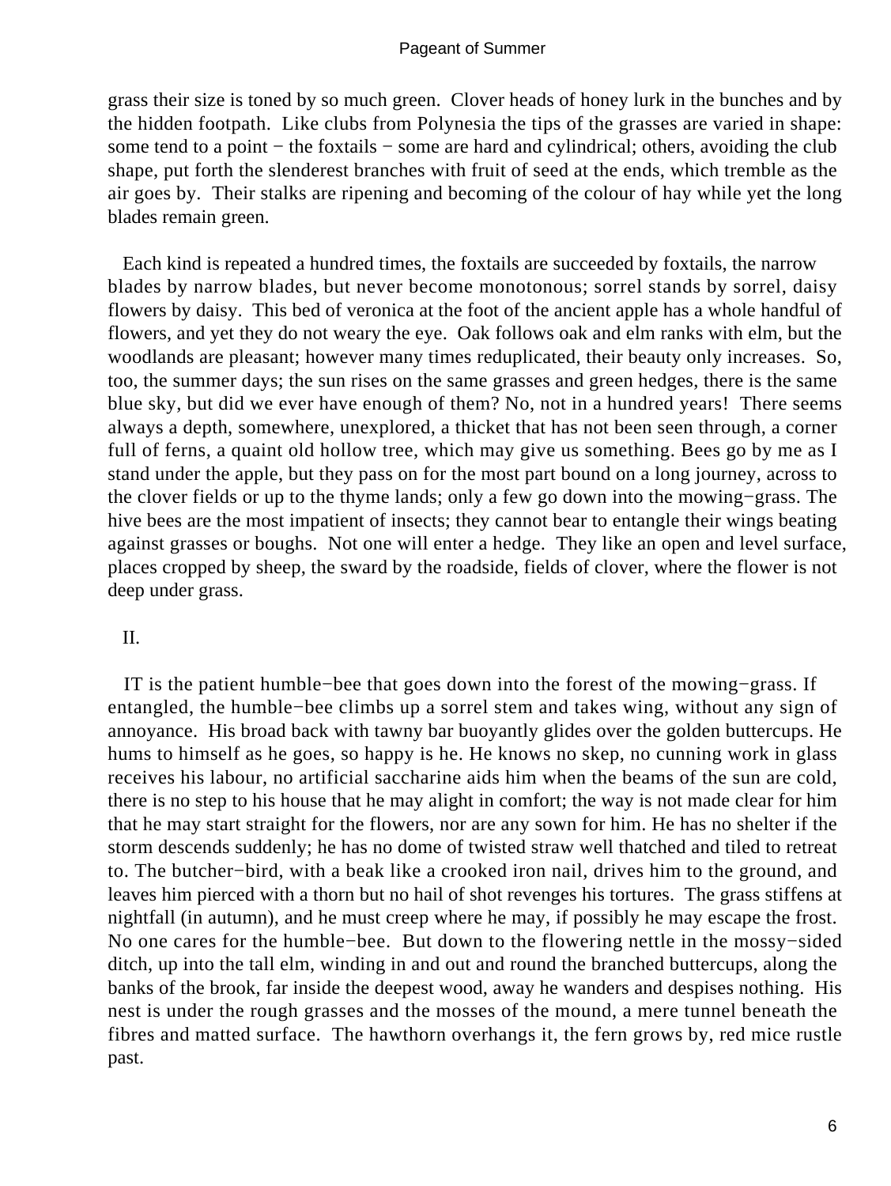grass their size is toned by so much green. Clover heads of honey lurk in the bunches and by the hidden footpath. Like clubs from Polynesia the tips of the grasses are varied in shape: some tend to a point − the foxtails − some are hard and cylindrical; others, avoiding the club shape, put forth the slenderest branches with fruit of seed at the ends, which tremble as the air goes by. Their stalks are ripening and becoming of the colour of hay while yet the long blades remain green.

Each kind is repeated a hundred times, the foxtails are succeeded by foxtails, the narrow blades by narrow blades, but never become monotonous; sorrel stands by sorrel, daisy flowers by daisy. This bed of veronica at the foot of the ancient apple has a whole handful of flowers, and yet they do not weary the eye. Oak follows oak and elm ranks with elm, but the woodlands are pleasant; however many times reduplicated, their beauty only increases. So, too, the summer days; the sun rises on the same grasses and green hedges, there is the same blue sky, but did we ever have enough of them? No, not in a hundred years! There seems always a depth, somewhere, unexplored, a thicket that has not been seen through, a corner full of ferns, a quaint old hollow tree, which may give us something. Bees go by me as I stand under the apple, but they pass on for the most part bound on a long journey, across to the clover fields or up to the thyme lands; only a few go down into the mowing−grass. The hive bees are the most impatient of insects; they cannot bear to entangle their wings beating against grasses or boughs. Not one will enter a hedge. They like an open and level surface, places cropped by sheep, the sward by the roadside, fields of clover, where the flower is not deep under grass.

## II.

IT is the patient humble−bee that goes down into the forest of the mowing−grass. If entangled, the humble−bee climbs up a sorrel stem and takes wing, without any sign of annoyance. His broad back with tawny bar buoyantly glides over the golden buttercups. He hums to himself as he goes, so happy is he. He knows no skep, no cunning work in glass receives his labour, no artificial saccharine aids him when the beams of the sun are cold, there is no step to his house that he may alight in comfort; the way is not made clear for him that he may start straight for the flowers, nor are any sown for him. He has no shelter if the storm descends suddenly; he has no dome of twisted straw well thatched and tiled to retreat to. The butcher−bird, with a beak like a crooked iron nail, drives him to the ground, and leaves him pierced with a thorn but no hail of shot revenges his tortures. The grass stiffens at nightfall (in autumn), and he must creep where he may, if possibly he may escape the frost. No one cares for the humble−bee. But down to the flowering nettle in the mossy−sided ditch, up into the tall elm, winding in and out and round the branched buttercups, along the banks of the brook, far inside the deepest wood, away he wanders and despises nothing. His nest is under the rough grasses and the mosses of the mound, a mere tunnel beneath the fibres and matted surface. The hawthorn overhangs it, the fern grows by, red mice rustle past.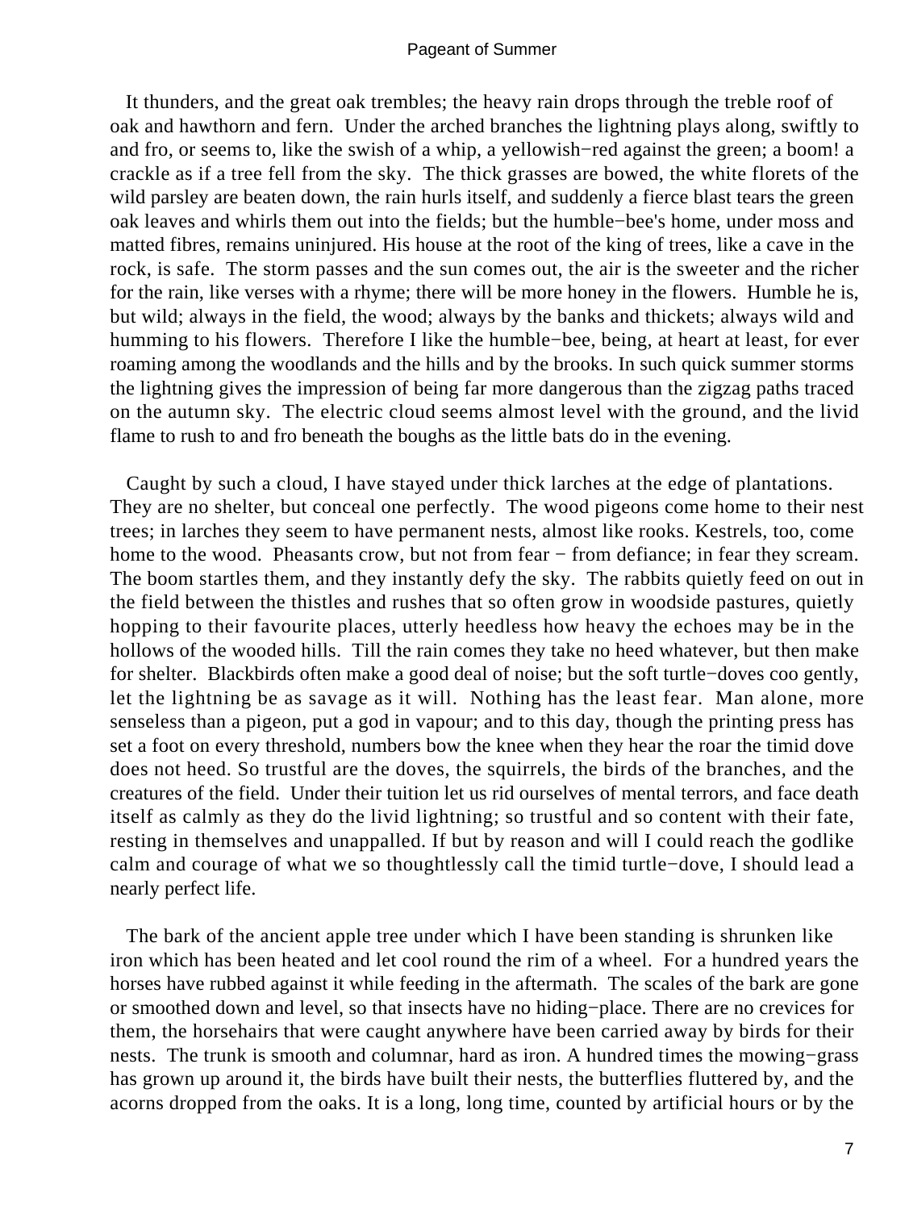It thunders, and the great oak trembles; the heavy rain drops through the treble roof of oak and hawthorn and fern. Under the arched branches the lightning plays along, swiftly to and fro, or seems to, like the swish of a whip, a yellowish−red against the green; a boom! a crackle as if a tree fell from the sky. The thick grasses are bowed, the white florets of the wild parsley are beaten down, the rain hurls itself, and suddenly a fierce blast tears the green oak leaves and whirls them out into the fields; but the humble−bee's home, under moss and matted fibres, remains uninjured. His house at the root of the king of trees, like a cave in the rock, is safe. The storm passes and the sun comes out, the air is the sweeter and the richer for the rain, like verses with a rhyme; there will be more honey in the flowers. Humble he is, but wild; always in the field, the wood; always by the banks and thickets; always wild and humming to his flowers. Therefore I like the humble−bee, being, at heart at least, for ever roaming among the woodlands and the hills and by the brooks. In such quick summer storms the lightning gives the impression of being far more dangerous than the zigzag paths traced on the autumn sky. The electric cloud seems almost level with the ground, and the livid flame to rush to and fro beneath the boughs as the little bats do in the evening.

Caught by such a cloud, I have stayed under thick larches at the edge of plantations. They are no shelter, but conceal one perfectly. The wood pigeons come home to their nest trees; in larches they seem to have permanent nests, almost like rooks. Kestrels, too, come home to the wood. Pheasants crow, but not from fear − from defiance; in fear they scream. The boom startles them, and they instantly defy the sky. The rabbits quietly feed on out in the field between the thistles and rushes that so often grow in woodside pastures, quietly hopping to their favourite places, utterly heedless how heavy the echoes may be in the hollows of the wooded hills. Till the rain comes they take no heed whatever, but then make for shelter. Blackbirds often make a good deal of noise; but the soft turtle−doves coo gently, let the lightning be as savage as it will. Nothing has the least fear. Man alone, more senseless than a pigeon, put a god in vapour; and to this day, though the printing press has set a foot on every threshold, numbers bow the knee when they hear the roar the timid dove does not heed. So trustful are the doves, the squirrels, the birds of the branches, and the creatures of the field. Under their tuition let us rid ourselves of mental terrors, and face death itself as calmly as they do the livid lightning; so trustful and so content with their fate, resting in themselves and unappalled. If but by reason and will I could reach the godlike calm and courage of what we so thoughtlessly call the timid turtle−dove, I should lead a nearly perfect life.

The bark of the ancient apple tree under which I have been standing is shrunken like iron which has been heated and let cool round the rim of a wheel. For a hundred years the horses have rubbed against it while feeding in the aftermath. The scales of the bark are gone or smoothed down and level, so that insects have no hiding−place. There are no crevices for them, the horsehairs that were caught anywhere have been carried away by birds for their nests. The trunk is smooth and columnar, hard as iron. A hundred times the mowing−grass has grown up around it, the birds have built their nests, the butterflies fluttered by, and the acorns dropped from the oaks. It is a long, long time, counted by artificial hours or by the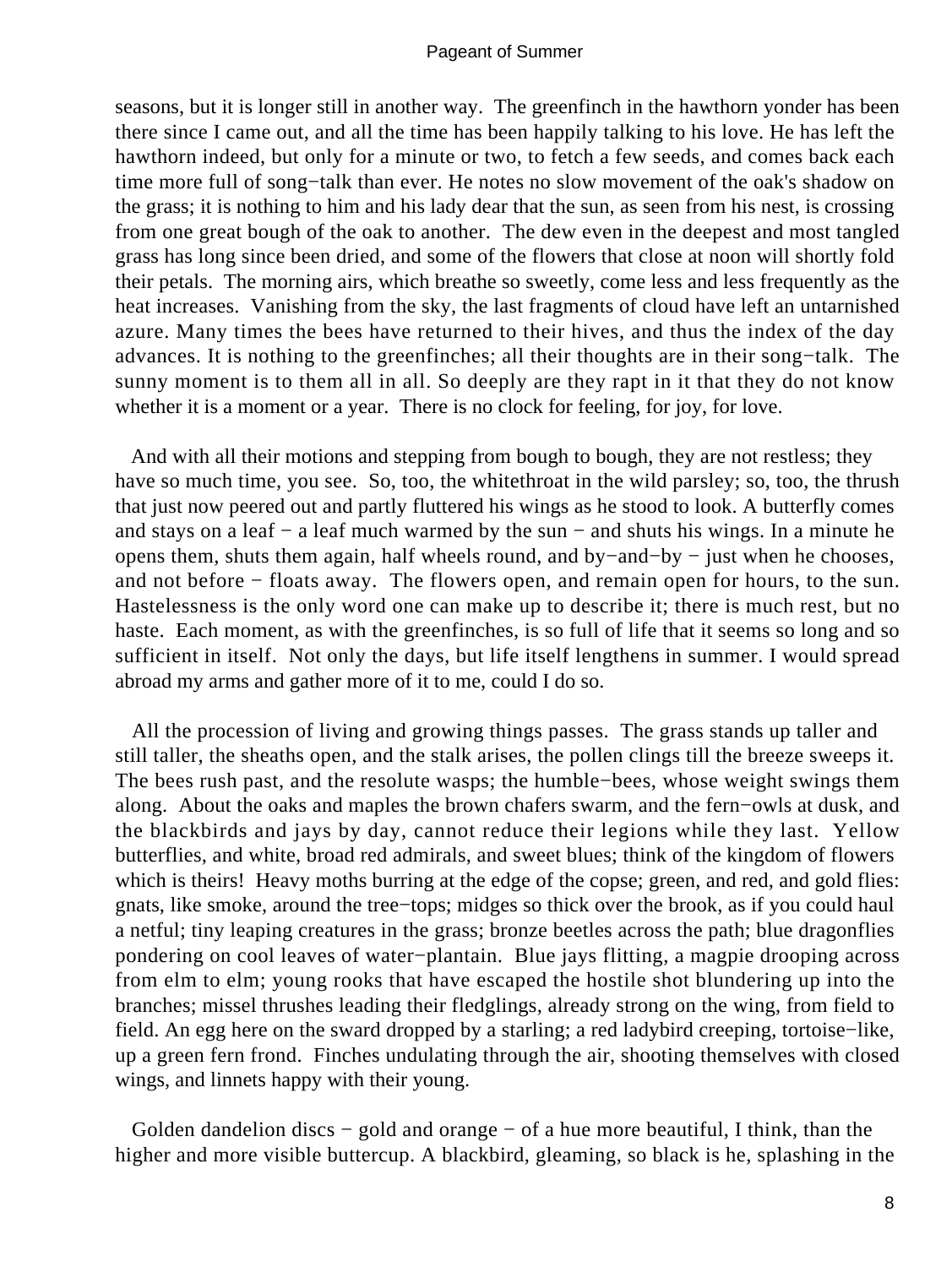seasons, but it is longer still in another way. The greenfinch in the hawthorn yonder has been there since I came out, and all the time has been happily talking to his love. He has left the hawthorn indeed, but only for a minute or two, to fetch a few seeds, and comes back each time more full of song−talk than ever. He notes no slow movement of the oak's shadow on the grass; it is nothing to him and his lady dear that the sun, as seen from his nest, is crossing from one great bough of the oak to another. The dew even in the deepest and most tangled grass has long since been dried, and some of the flowers that close at noon will shortly fold their petals. The morning airs, which breathe so sweetly, come less and less frequently as the heat increases. Vanishing from the sky, the last fragments of cloud have left an untarnished azure. Many times the bees have returned to their hives, and thus the index of the day advances. It is nothing to the greenfinches; all their thoughts are in their song−talk. The sunny moment is to them all in all. So deeply are they rapt in it that they do not know whether it is a moment or a year. There is no clock for feeling, for joy, for love.

And with all their motions and stepping from bough to bough, they are not restless; they have so much time, you see. So, too, the whitethroat in the wild parsley; so, too, the thrush that just now peered out and partly fluttered his wings as he stood to look. A butterfly comes and stays on a leaf − a leaf much warmed by the sun − and shuts his wings. In a minute he opens them, shuts them again, half wheels round, and by−and−by − just when he chooses, and not before − floats away. The flowers open, and remain open for hours, to the sun. Hastelessness is the only word one can make up to describe it; there is much rest, but no haste. Each moment, as with the greenfinches, is so full of life that it seems so long and so sufficient in itself. Not only the days, but life itself lengthens in summer. I would spread abroad my arms and gather more of it to me, could I do so.

All the procession of living and growing things passes. The grass stands up taller and still taller, the sheaths open, and the stalk arises, the pollen clings till the breeze sweeps it. The bees rush past, and the resolute wasps; the humble−bees, whose weight swings them along. About the oaks and maples the brown chafers swarm, and the fern−owls at dusk, and the blackbirds and jays by day, cannot reduce their legions while they last. Yellow butterflies, and white, broad red admirals, and sweet blues; think of the kingdom of flowers which is theirs! Heavy moths burring at the edge of the copse; green, and red, and gold flies: gnats, like smoke, around the tree−tops; midges so thick over the brook, as if you could haul a netful; tiny leaping creatures in the grass; bronze beetles across the path; blue dragonflies pondering on cool leaves of water−plantain. Blue jays flitting, a magpie drooping across from elm to elm; young rooks that have escaped the hostile shot blundering up into the branches; missel thrushes leading their fledglings, already strong on the wing, from field to field. An egg here on the sward dropped by a starling; a red ladybird creeping, tortoise−like, up a green fern frond. Finches undulating through the air, shooting themselves with closed wings, and linnets happy with their young.

Golden dandelion discs − gold and orange − of a hue more beautiful, I think, than the higher and more visible buttercup. A blackbird, gleaming, so black is he, splashing in the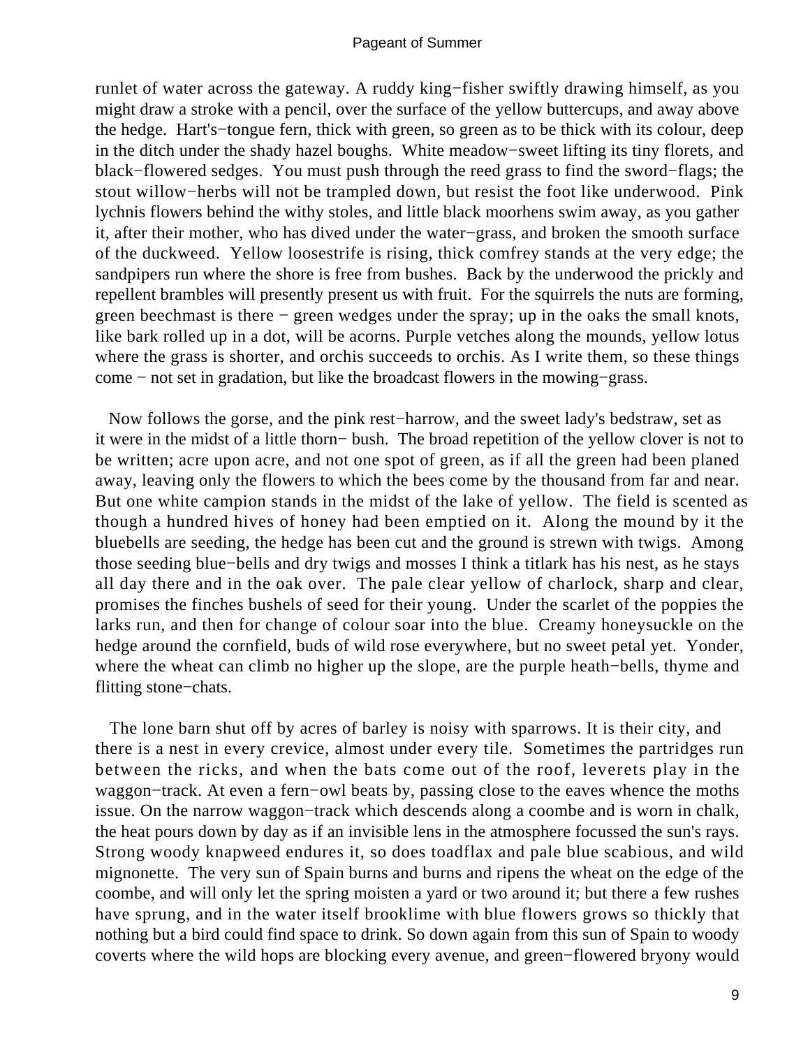runlet of water across the gateway. A ruddy king−fisher swiftly drawing himself, as you might draw a stroke with a pencil, over the surface of the yellow buttercups, and away above the hedge. Hart's−tongue fern, thick with green, so green as to be thick with its colour, deep in the ditch under the shady hazel boughs. White meadow−sweet lifting its tiny florets, and black−flowered sedges. You must push through the reed grass to find the sword−flags; the stout willow−herbs will not be trampled down, but resist the foot like underwood. Pink lychnis flowers behind the withy stoles, and little black moorhens swim away, as you gather it, after their mother, who has dived under the water−grass, and broken the smooth surface of the duckweed. Yellow loosestrife is rising, thick comfrey stands at the very edge; the sandpipers run where the shore is free from bushes. Back by the underwood the prickly and repellent brambles will presently present us with fruit. For the squirrels the nuts are forming, green beechmast is there − green wedges under the spray; up in the oaks the small knots, like bark rolled up in a dot, will be acorns. Purple vetches along the mounds, yellow lotus where the grass is shorter, and orchis succeeds to orchis. As I write them, so these things come − not set in gradation, but like the broadcast flowers in the mowing−grass.

Now follows the gorse, and the pink rest−harrow, and the sweet lady's bedstraw, set as it were in the midst of a little thorn− bush. The broad repetition of the yellow clover is not to be written; acre upon acre, and not one spot of green, as if all the green had been planed away, leaving only the flowers to which the bees come by the thousand from far and near. But one white campion stands in the midst of the lake of yellow. The field is scented as though a hundred hives of honey had been emptied on it. Along the mound by it the bluebells are seeding, the hedge has been cut and the ground is strewn with twigs. Among those seeding blue−bells and dry twigs and mosses I think a titlark has his nest, as he stays all day there and in the oak over. The pale clear yellow of charlock, sharp and clear, promises the finches bushels of seed for their young. Under the scarlet of the poppies the larks run, and then for change of colour soar into the blue. Creamy honeysuckle on the hedge around the cornfield, buds of wild rose everywhere, but no sweet petal yet. Yonder, where the wheat can climb no higher up the slope, are the purple heath−bells, thyme and flitting stone−chats.

The lone barn shut off by acres of barley is noisy with sparrows. It is their city, and there is a nest in every crevice, almost under every tile. Sometimes the partridges run between the ricks, and when the bats come out of the roof, leverets play in the waggon−track. At even a fern−owl beats by, passing close to the eaves whence the moths issue. On the narrow waggon−track which descends along a coombe and is worn in chalk, the heat pours down by day as if an invisible lens in the atmosphere focussed the sun's rays. Strong woody knapweed endures it, so does toadflax and pale blue scabious, and wild mignonette. The very sun of Spain burns and burns and ripens the wheat on the edge of the coombe, and will only let the spring moisten a yard or two around it; but there a few rushes have sprung, and in the water itself brooklime with blue flowers grows so thickly that nothing but a bird could find space to drink. So down again from this sun of Spain to woody coverts where the wild hops are blocking every avenue, and green−flowered bryony would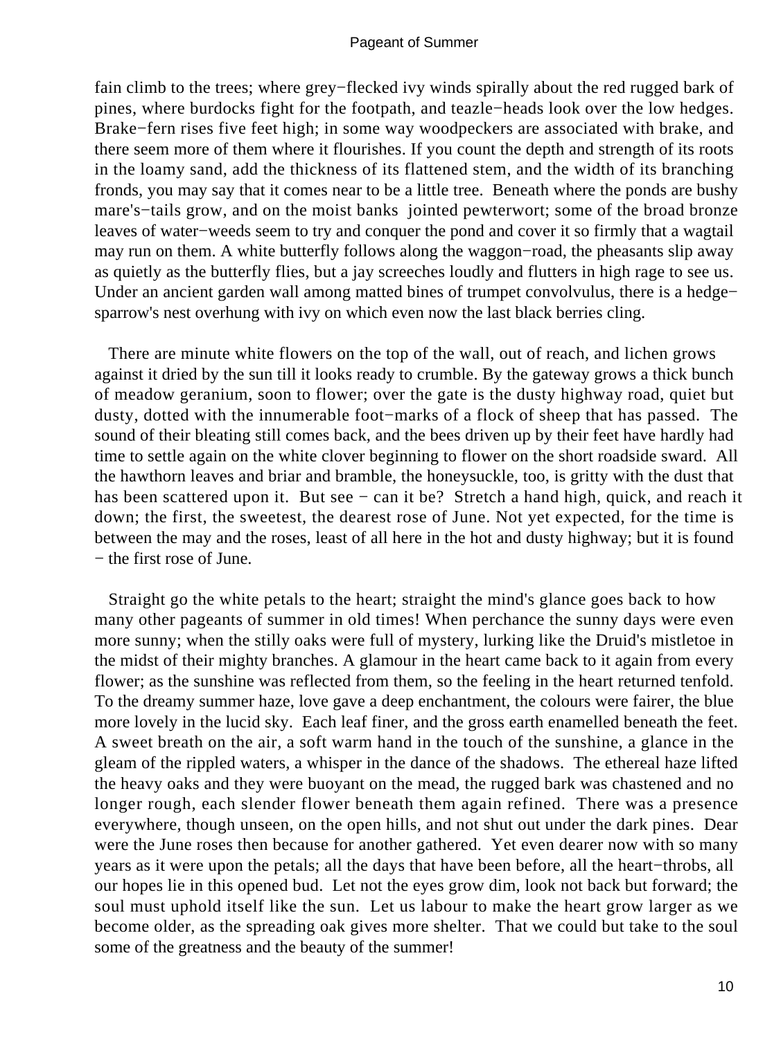fain climb to the trees; where grey−flecked ivy winds spirally about the red rugged bark of pines, where burdocks fight for the footpath, and teazle−heads look over the low hedges. Brake−fern rises five feet high; in some way woodpeckers are associated with brake, and there seem more of them where it flourishes. If you count the depth and strength of its roots in the loamy sand, add the thickness of its flattened stem, and the width of its branching fronds, you may say that it comes near to be a little tree. Beneath where the ponds are bushy mare's−tails grow, and on the moist banks jointed pewterwort; some of the broad bronze leaves of water−weeds seem to try and conquer the pond and cover it so firmly that a wagtail may run on them. A white butterfly follows along the waggon−road, the pheasants slip away as quietly as the butterfly flies, but a jay screeches loudly and flutters in high rage to see us. Under an ancient garden wall among matted bines of trumpet convolvulus, there is a hedge−sparrow's nest overhung with ivy on which even now the last black berries cling.

There are minute white flowers on the top of the wall, out of reach, and lichen grows against it dried by the sun till it looks ready to crumble. By the gateway grows a thick bunch of meadow geranium, soon to flower; over the gate is the dusty highway road, quiet but dusty, dotted with the innumerable foot−marks of a flock of sheep that has passed. The sound of their bleating still comes back, and the bees driven up by their feet have hardly had time to settle again on the white clover beginning to flower on the short roadside sward. All the hawthorn leaves and briar and bramble, the honeysuckle, too, is gritty with the dust that has been scattered upon it. But see − can it be? Stretch a hand high, quick, and reach it down; the first, the sweetest, the dearest rose of June. Not yet expected, for the time is between the may and the roses, least of all here in the hot and dusty highway; but it is found − the first rose of June.

Straight go the white petals to the heart; straight the mind's glance goes back to how many other pageants of summer in old times! When perchance the sunny days were even more sunny; when the stilly oaks were full of mystery, lurking like the Druid's mistletoe in the midst of their mighty branches. A glamour in the heart came back to it again from every flower; as the sunshine was reflected from them, so the feeling in the heart returned tenfold. To the dreamy summer haze, love gave a deep enchantment, the colours were fairer, the blue more lovely in the lucid sky. Each leaf finer, and the gross earth enamelled beneath the feet. A sweet breath on the air, a soft warm hand in the touch of the sunshine, a glance in the gleam of the rippled waters, a whisper in the dance of the shadows. The ethereal haze lifted the heavy oaks and they were buoyant on the mead, the rugged bark was chastened and no longer rough, each slender flower beneath them again refined. There was a presence everywhere, though unseen, on the open hills, and not shut out under the dark pines. Dear were the June roses then because for another gathered. Yet even dearer now with so many years as it were upon the petals; all the days that have been before, all the heart−throbs, all our hopes lie in this opened bud. Let not the eyes grow dim, look not back but forward; the soul must uphold itself like the sun. Let us labour to make the heart grow larger as we become older, as the spreading oak gives more shelter. That we could but take to the soul some of the greatness and the beauty of the summer!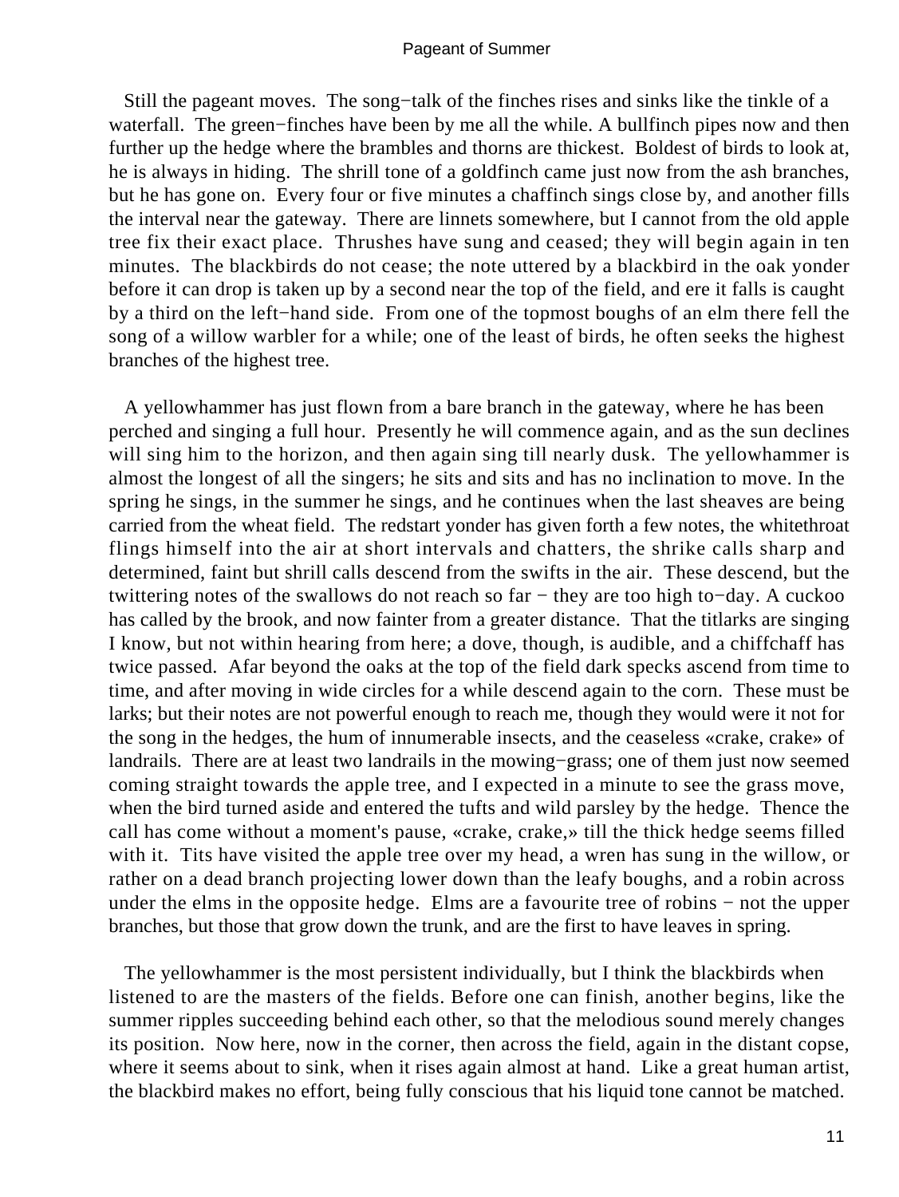Still the pageant moves. The song−talk of the finches rises and sinks like the tinkle of a waterfall. The green−finches have been by me all the while. A bullfinch pipes now and then further up the hedge where the brambles and thorns are thickest. Boldest of birds to look at, he is always in hiding. The shrill tone of a goldfinch came just now from the ash branches, but he has gone on. Every four or five minutes a chaffinch sings close by, and another fills the interval near the gateway. There are linnets somewhere, but I cannot from the old apple tree fix their exact place. Thrushes have sung and ceased; they will begin again in ten minutes. The blackbirds do not cease; the note uttered by a blackbird in the oak yonder before it can drop is taken up by a second near the top of the field, and ere it falls is caught by a third on the left−hand side. From one of the topmost boughs of an elm there fell the song of a willow warbler for a while; one of the least of birds, he often seeks the highest branches of the highest tree.

A yellowhammer has just flown from a bare branch in the gateway, where he has been perched and singing a full hour. Presently he will commence again, and as the sun declines will sing him to the horizon, and then again sing till nearly dusk. The yellowhammer is almost the longest of all the singers; he sits and sits and has no inclination to move. In the spring he sings, in the summer he sings, and he continues when the last sheaves are being carried from the wheat field. The redstart yonder has given forth a few notes, the whitethroat flings himself into the air at short intervals and chatters, the shrike calls sharp and determined, faint but shrill calls descend from the swifts in the air. These descend, but the twittering notes of the swallows do not reach so far − they are too high to−day. A cuckoo has called by the brook, and now fainter from a greater distance. That the titlarks are singing I know, but not within hearing from here; a dove, though, is audible, and a chiffchaff has twice passed. Afar beyond the oaks at the top of the field dark specks ascend from time to time, and after moving in wide circles for a while descend again to the corn. These must be larks; but their notes are not powerful enough to reach me, though they would were it not for the song in the hedges, the hum of innumerable insects, and the ceaseless «crake, crake» of landrails. There are at least two landrails in the mowing−grass; one of them just now seemed coming straight towards the apple tree, and I expected in a minute to see the grass move, when the bird turned aside and entered the tufts and wild parsley by the hedge. Thence the call has come without a moment's pause, «crake, crake,» till the thick hedge seems filled with it. Tits have visited the apple tree over my head, a wren has sung in the willow, or rather on a dead branch projecting lower down than the leafy boughs, and a robin across under the elms in the opposite hedge. Elms are a favourite tree of robins − not the upper branches, but those that grow down the trunk, and are the first to have leaves in spring.

The yellowhammer is the most persistent individually, but I think the blackbirds when listened to are the masters of the fields. Before one can finish, another begins, like the summer ripples succeeding behind each other, so that the melodious sound merely changes its position. Now here, now in the corner, then across the field, again in the distant copse, where it seems about to sink, when it rises again almost at hand. Like a great human artist, the blackbird makes no effort, being fully conscious that his liquid tone cannot be matched.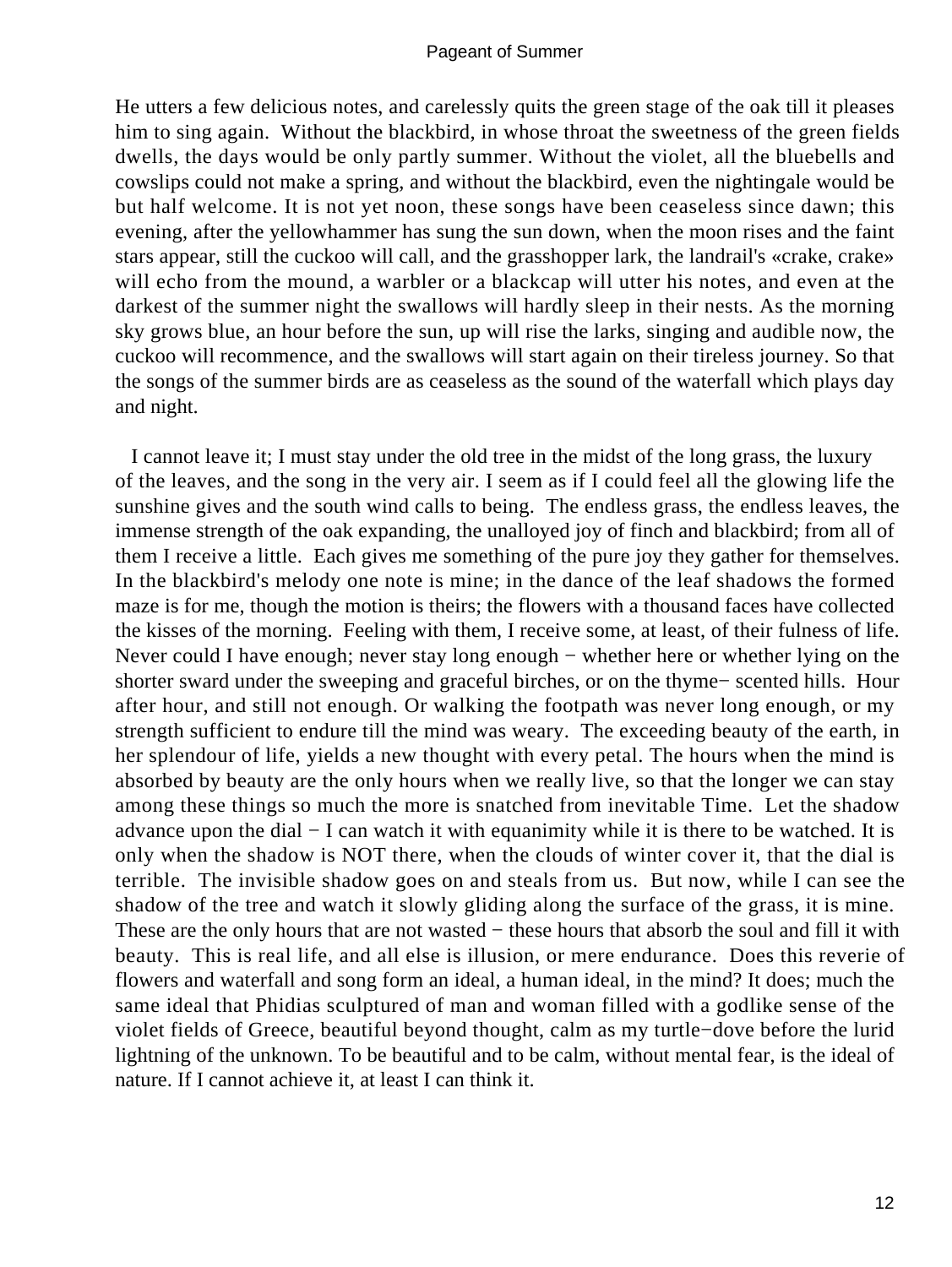He utters a few delicious notes, and carelessly quits the green stage of the oak till it pleases him to sing again. Without the blackbird, in whose throat the sweetness of the green fields dwells, the days would be only partly summer. Without the violet, all the bluebells and cowslips could not make a spring, and without the blackbird, even the nightingale would be but half welcome. It is not yet noon, these songs have been ceaseless since dawn; this evening, after the yellowhammer has sung the sun down, when the moon rises and the faint stars appear, still the cuckoo will call, and the grasshopper lark, the landrail's «crake, crake» will echo from the mound, a warbler or a blackcap will utter his notes, and even at the darkest of the summer night the swallows will hardly sleep in their nests. As the morning sky grows blue, an hour before the sun, up will rise the larks, singing and audible now, the cuckoo will recommence, and the swallows will start again on their tireless journey. So that the songs of the summer birds are as ceaseless as the sound of the waterfall which plays day and night.

I cannot leave it; I must stay under the old tree in the midst of the long grass, the luxury of the leaves, and the song in the very air. I seem as if I could feel all the glowing life the sunshine gives and the south wind calls to being. The endless grass, the endless leaves, the immense strength of the oak expanding, the unalloyed joy of finch and blackbird; from all of them I receive a little. Each gives me something of the pure joy they gather for themselves. In the blackbird's melody one note is mine; in the dance of the leaf shadows the formed maze is for me, though the motion is theirs; the flowers with a thousand faces have collected the kisses of the morning. Feeling with them, I receive some, at least, of their fulness of life. Never could I have enough; never stay long enough − whether here or whether lying on the shorter sward under the sweeping and graceful birches, or on the thyme− scented hills. Hour after hour, and still not enough. Or walking the footpath was never long enough, or my strength sufficient to endure till the mind was weary. The exceeding beauty of the earth, in her splendour of life, yields a new thought with every petal. The hours when the mind is absorbed by beauty are the only hours when we really live, so that the longer we can stay among these things so much the more is snatched from inevitable Time. Let the shadow advance upon the dial − I can watch it with equanimity while it is there to be watched. It is only when the shadow is NOT there, when the clouds of winter cover it, that the dial is terrible. The invisible shadow goes on and steals from us. But now, while I can see the shadow of the tree and watch it slowly gliding along the surface of the grass, it is mine. These are the only hours that are not wasted − these hours that absorb the soul and fill it with beauty. This is real life, and all else is illusion, or mere endurance. Does this reverie of flowers and waterfall and song form an ideal, a human ideal, in the mind? It does; much the same ideal that Phidias sculptured of man and woman filled with a godlike sense of the violet fields of Greece, beautiful beyond thought, calm as my turtle−dove before the lurid lightning of the unknown. To be beautiful and to be calm, without mental fear, is the ideal of nature. If I cannot achieve it, at least I can think it.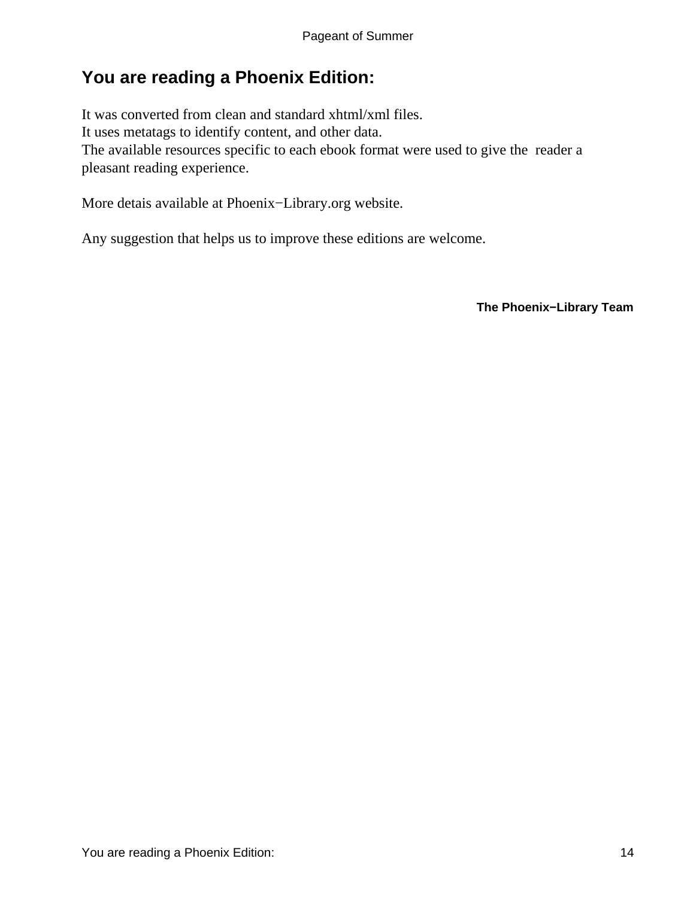# You are reading a Phoenix Edition:

It was converted from clean and standard xhtml/xml files.
It uses metatags to identify content, and other data.
The available resources specific to each ebook format were used to give the reader a pleasant reading experience.

More detais available at Phoenix−Library.org website.

Any suggestion that helps us to improve these editions are welcome.

**The Phoenix−Library Team**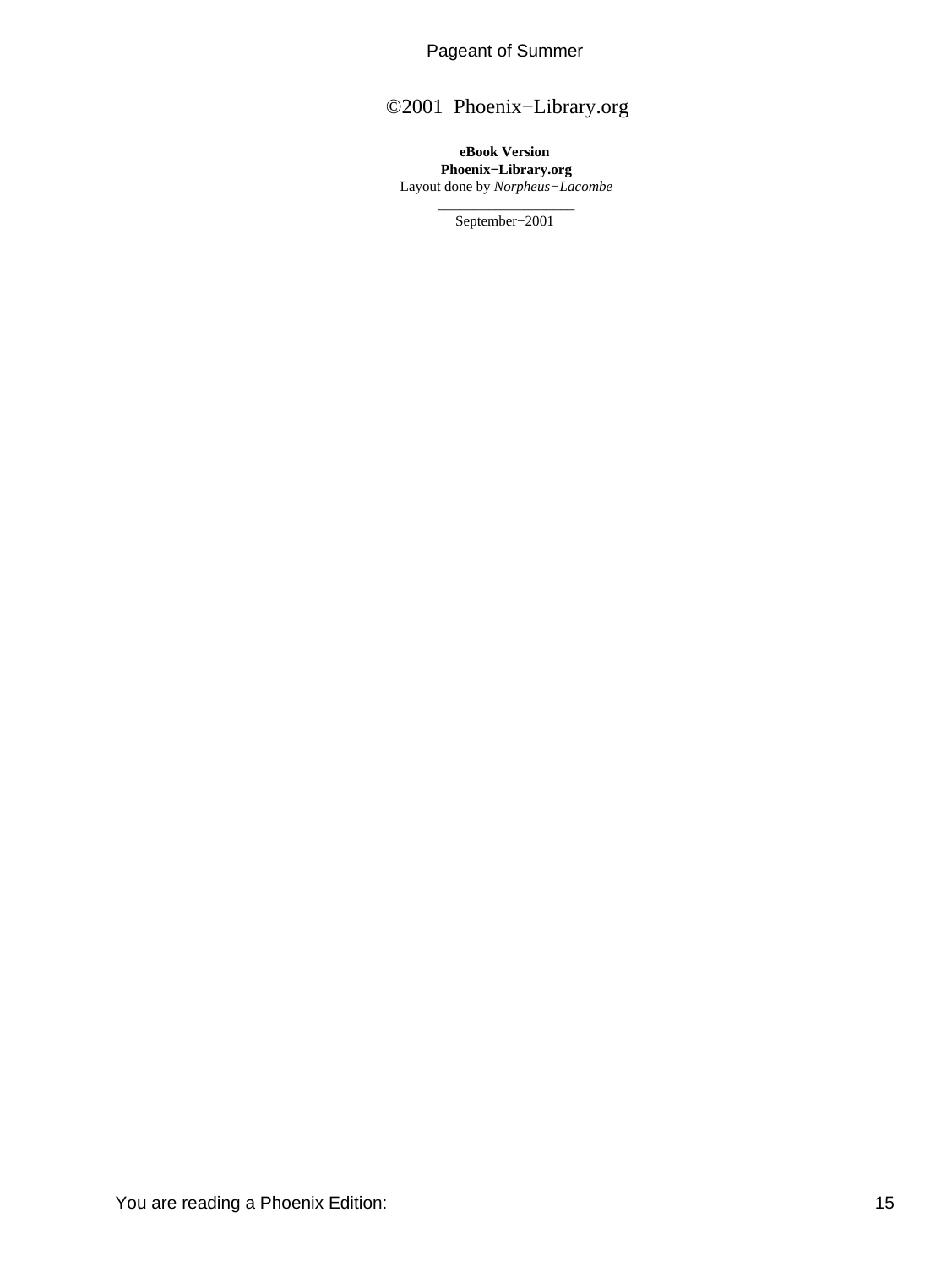©2001 Phoenix−Library.org

**eBook Version**
**Phoenix−Library.org**
Layout done by *Norpheus−Lacombe*

___________________

September−2001